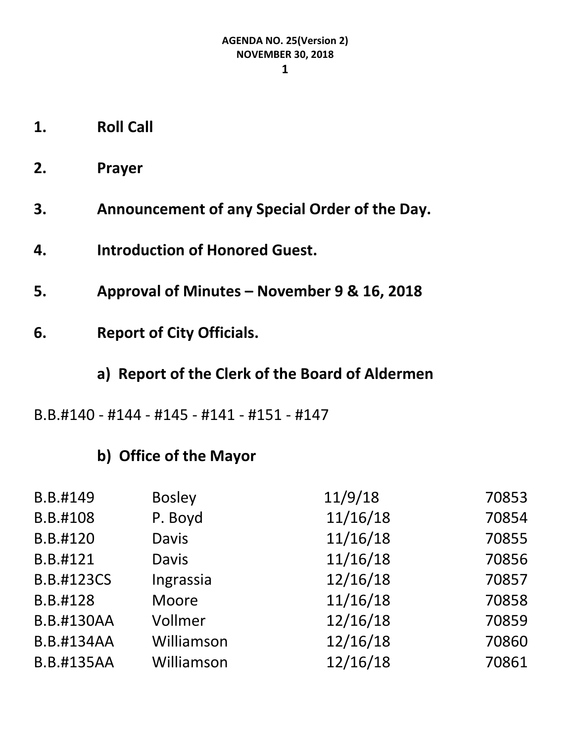**AGENDA NO. 25(Version 2)**
**NOVEMBER 30, 2018**

1. **Roll Call**

2. **Prayer**

3. **Announcement of any Special Order of the Day.**

4. **Introduction of Honored Guest.**

5. **Approval of Minutes – November 9 & 16, 2018**

6. **Report of City Officials.**

### a) Report of the Clerk of the Board of Aldermen

B.B.#140 - #144 - #145 - #141 - #151 - #147

### b) Office of the Mayor

| | | | |
|---|---|---|---|
| B.B.#149 | Bosley | 11/9/18 | 70853 |
| B.B.#108 | P. Boyd | 11/16/18 | 70854 |
| B.B.#120 | Davis | 11/16/18 | 70855 |
| B.B.#121 | Davis | 11/16/18 | 70856 |
| B.B.#123CS | Ingrassia | 12/16/18 | 70857 |
| B.B.#128 | Moore | 11/16/18 | 70858 |
| B.B.#130AA | Vollmer | 12/16/18 | 70859 |
| B.B.#134AA | Williamson | 12/16/18 | 70860 |
| B.B.#135AA | Williamson | 12/16/18 | 70861 |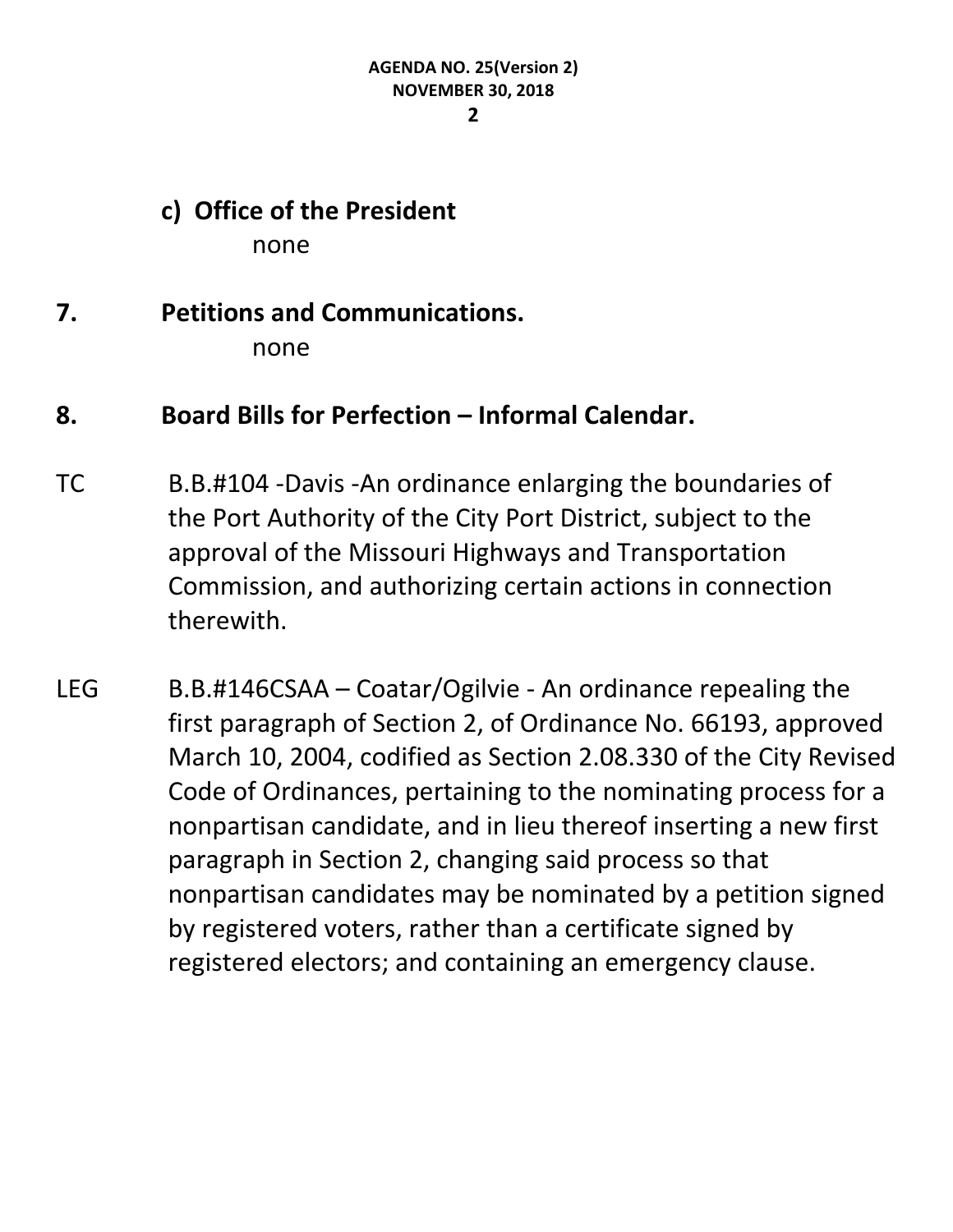**c) Office of the President**

none

## 7. Petitions and Communications.

none

## 8. Board Bills for Perfection – Informal Calendar.

TC B.B.#104 -Davis -An ordinance enlarging the boundaries of the Port Authority of the City Port District, subject to the approval of the Missouri Highways and Transportation Commission, and authorizing certain actions in connection therewith.

LEG B.B.#146CSAA – Coatar/Ogilvie - An ordinance repealing the first paragraph of Section 2, of Ordinance No. 66193, approved March 10, 2004, codified as Section 2.08.330 of the City Revised Code of Ordinances, pertaining to the nominating process for a nonpartisan candidate, and in lieu thereof inserting a new first paragraph in Section 2, changing said process so that nonpartisan candidates may be nominated by a petition signed by registered voters, rather than a certificate signed by registered electors; and containing an emergency clause.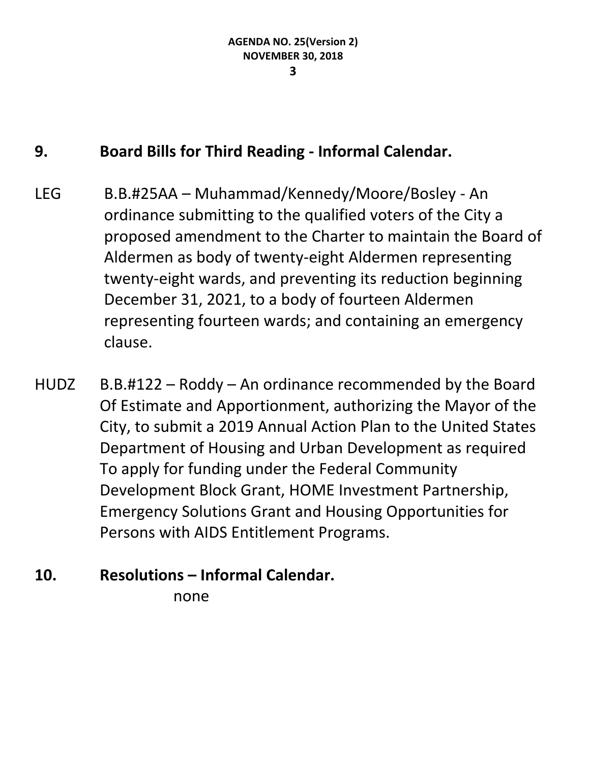## 9. Board Bills for Third Reading - Informal Calendar.

LEG B.B.#25AA – Muhammad/Kennedy/Moore/Bosley - An ordinance submitting to the qualified voters of the City a proposed amendment to the Charter to maintain the Board of Aldermen as body of twenty-eight Aldermen representing twenty-eight wards, and preventing its reduction beginning December 31, 2021, to a body of fourteen Aldermen representing fourteen wards; and containing an emergency clause.

HUDZ B.B.#122 – Roddy – An ordinance recommended by the Board Of Estimate and Apportionment, authorizing the Mayor of the City, to submit a 2019 Annual Action Plan to the United States Department of Housing and Urban Development as required To apply for funding under the Federal Community Development Block Grant, HOME Investment Partnership, Emergency Solutions Grant and Housing Opportunities for Persons with AIDS Entitlement Programs.

## 10. Resolutions – Informal Calendar.

none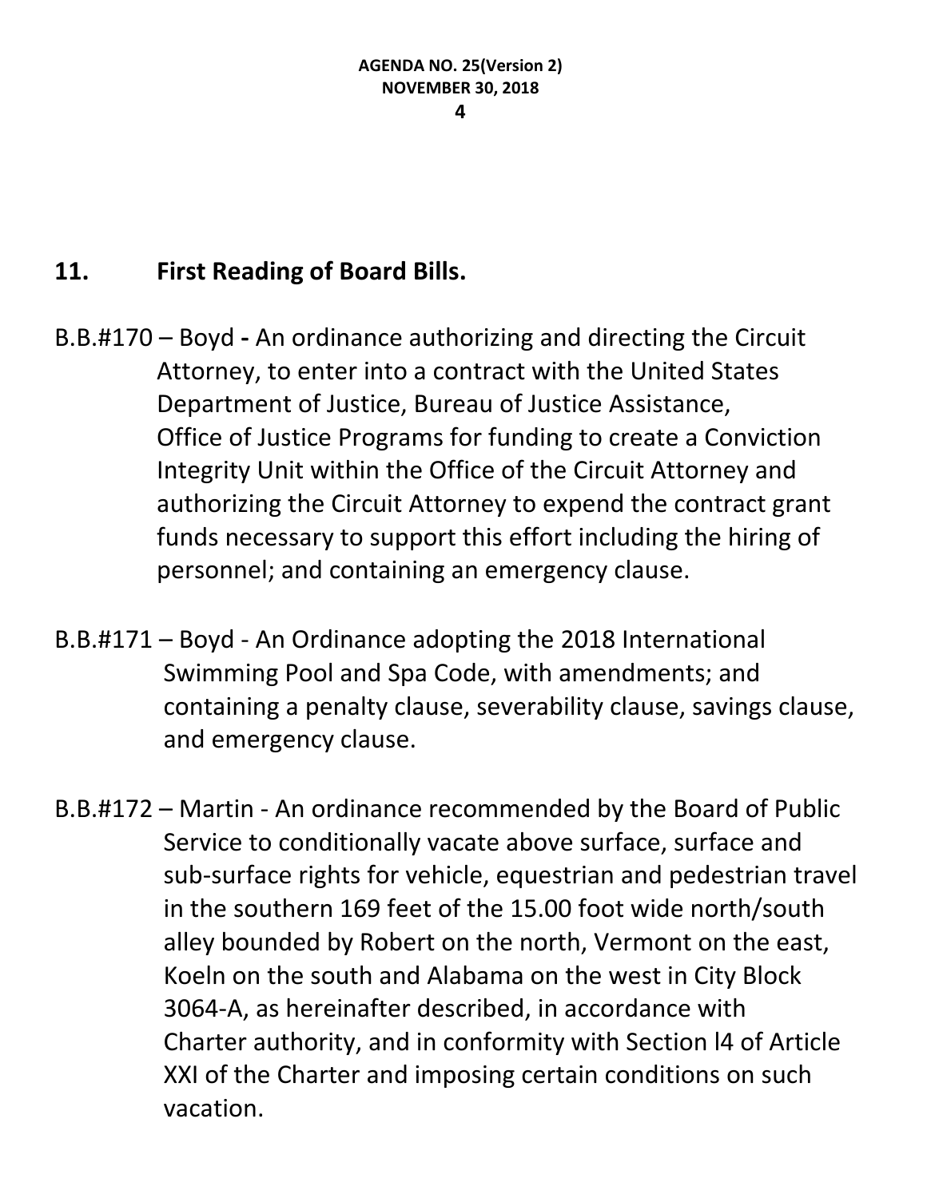## 11. First Reading of Board Bills.

B.B.#170 – Boyd **-** An ordinance authorizing and directing the Circuit Attorney, to enter into a contract with the United States Department of Justice, Bureau of Justice Assistance, Office of Justice Programs for funding to create a Conviction Integrity Unit within the Office of the Circuit Attorney and authorizing the Circuit Attorney to expend the contract grant funds necessary to support this effort including the hiring of personnel; and containing an emergency clause.

B.B.#171 – Boyd - An Ordinance adopting the 2018 International Swimming Pool and Spa Code, with amendments; and containing a penalty clause, severability clause, savings clause, and emergency clause.

B.B.#172 – Martin - An ordinance recommended by the Board of Public Service to conditionally vacate above surface, surface and sub-surface rights for vehicle, equestrian and pedestrian travel in the southern 169 feet of the 15.00 foot wide north/south alley bounded by Robert on the north, Vermont on the east, Koeln on the south and Alabama on the west in City Block 3064-A, as hereinafter described, in accordance with Charter authority, and in conformity with Section l4 of Article XXI of the Charter and imposing certain conditions on such vacation.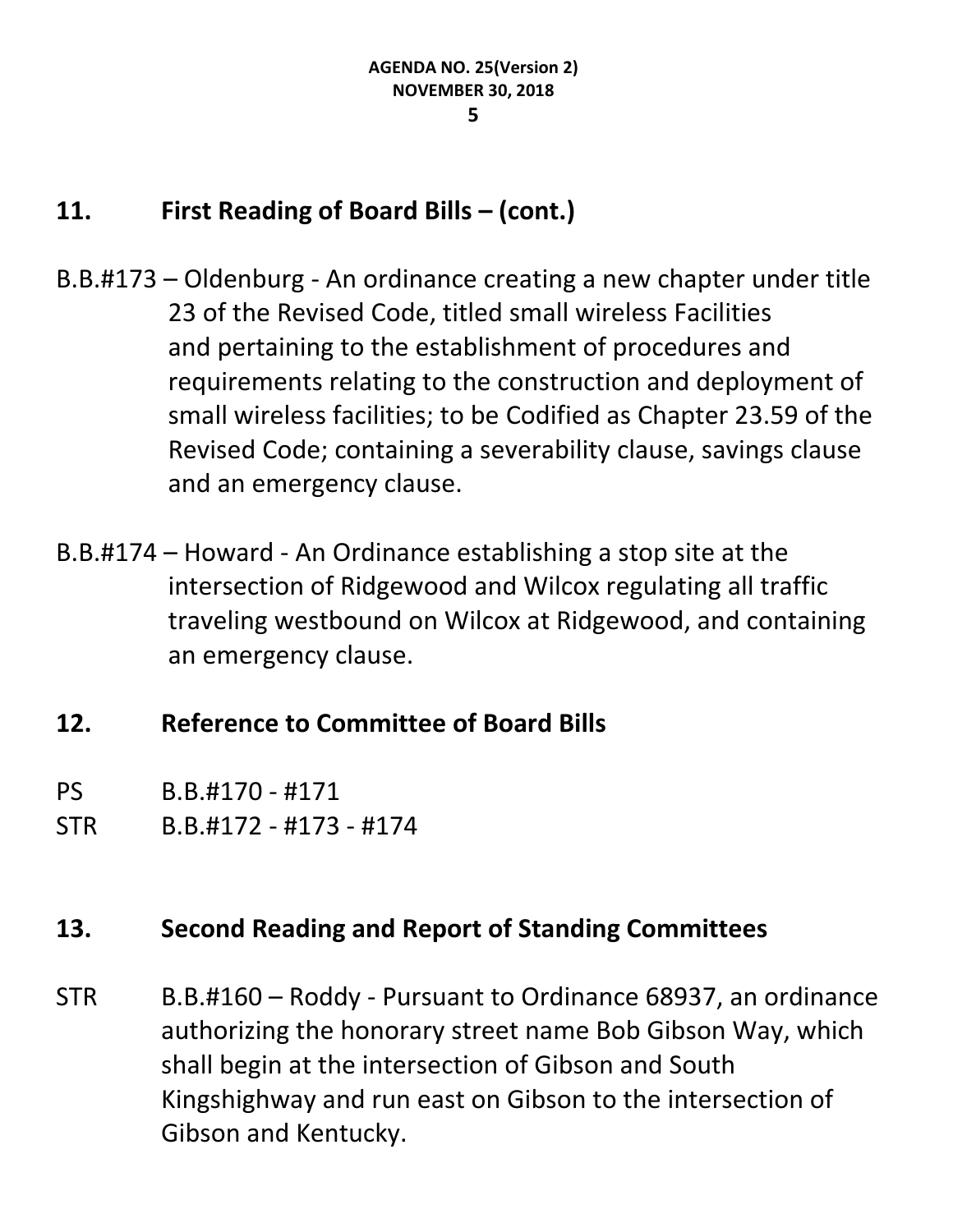## 11. First Reading of Board Bills – (cont.)

B.B.#173 – Oldenburg - An ordinance creating a new chapter under title 23 of the Revised Code, titled small wireless Facilities and pertaining to the establishment of procedures and requirements relating to the construction and deployment of small wireless facilities; to be Codified as Chapter 23.59 of the Revised Code; containing a severability clause, savings clause and an emergency clause.

B.B.#174 – Howard - An Ordinance establishing a stop site at the intersection of Ridgewood and Wilcox regulating all traffic traveling westbound on Wilcox at Ridgewood, and containing an emergency clause.

## 12. Reference to Committee of Board Bills

PS B.B.#170 - #171

STR B.B.#172 - #173 - #174

## 13. Second Reading and Report of Standing Committees

STR B.B.#160 – Roddy - Pursuant to Ordinance 68937, an ordinance authorizing the honorary street name Bob Gibson Way, which shall begin at the intersection of Gibson and South Kingshighway and run east on Gibson to the intersection of Gibson and Kentucky.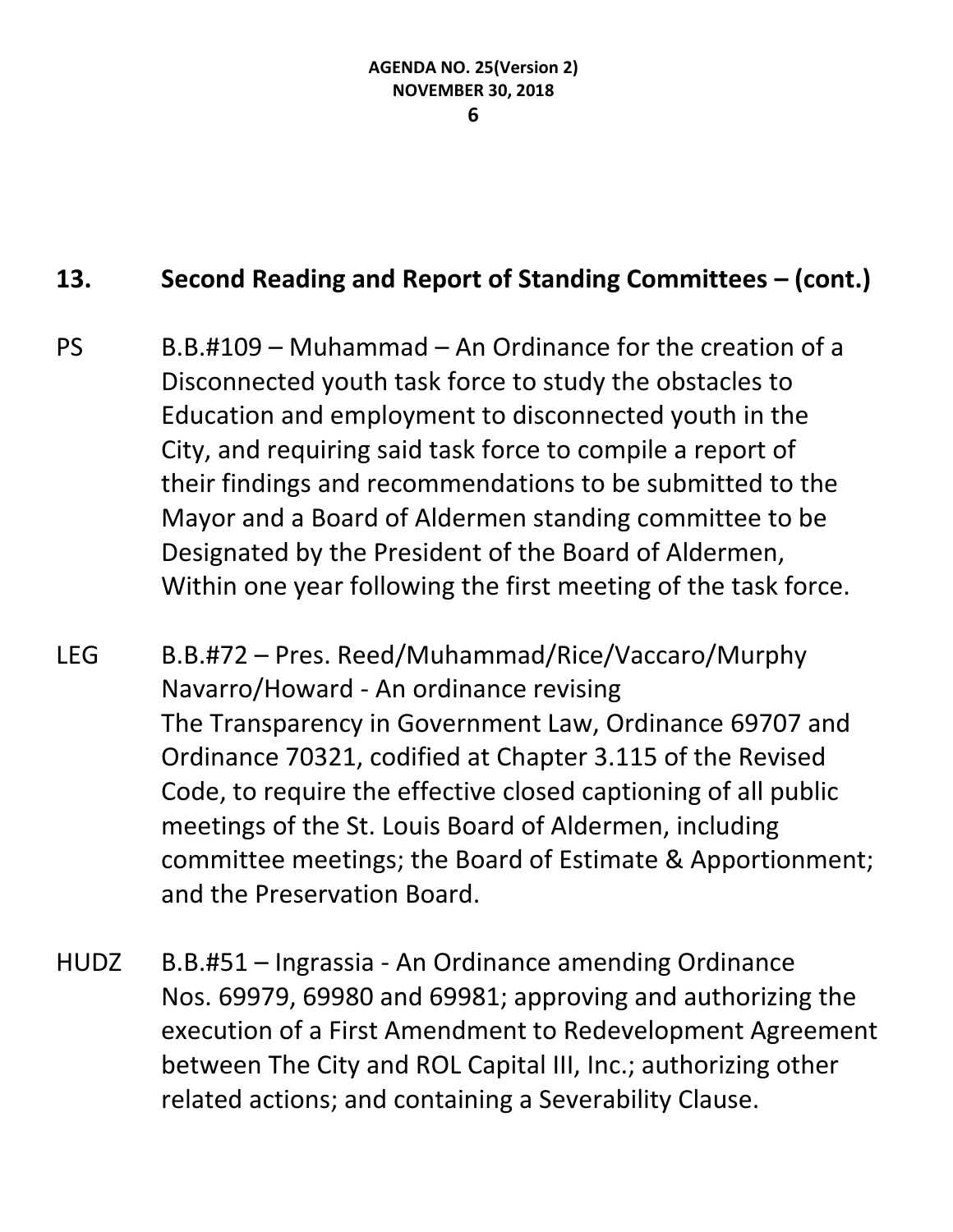## 13. Second Reading and Report of Standing Committees – (cont.)

PS B.B.#109 – Muhammad – An Ordinance for the creation of a Disconnected youth task force to study the obstacles to Education and employment to disconnected youth in the City, and requiring said task force to compile a report of their findings and recommendations to be submitted to the Mayor and a Board of Aldermen standing committee to be Designated by the President of the Board of Aldermen, Within one year following the first meeting of the task force.

LEG B.B.#72 – Pres. Reed/Muhammad/Rice/Vaccaro/Murphy Navarro/Howard - An ordinance revising The Transparency in Government Law, Ordinance 69707 and Ordinance 70321, codified at Chapter 3.115 of the Revised Code, to require the effective closed captioning of all public meetings of the St. Louis Board of Aldermen, including committee meetings; the Board of Estimate & Apportionment; and the Preservation Board.

HUDZ B.B.#51 – Ingrassia - An Ordinance amending Ordinance Nos. 69979, 69980 and 69981; approving and authorizing the execution of a First Amendment to Redevelopment Agreement between The City and ROL Capital III, Inc.; authorizing other related actions; and containing a Severability Clause.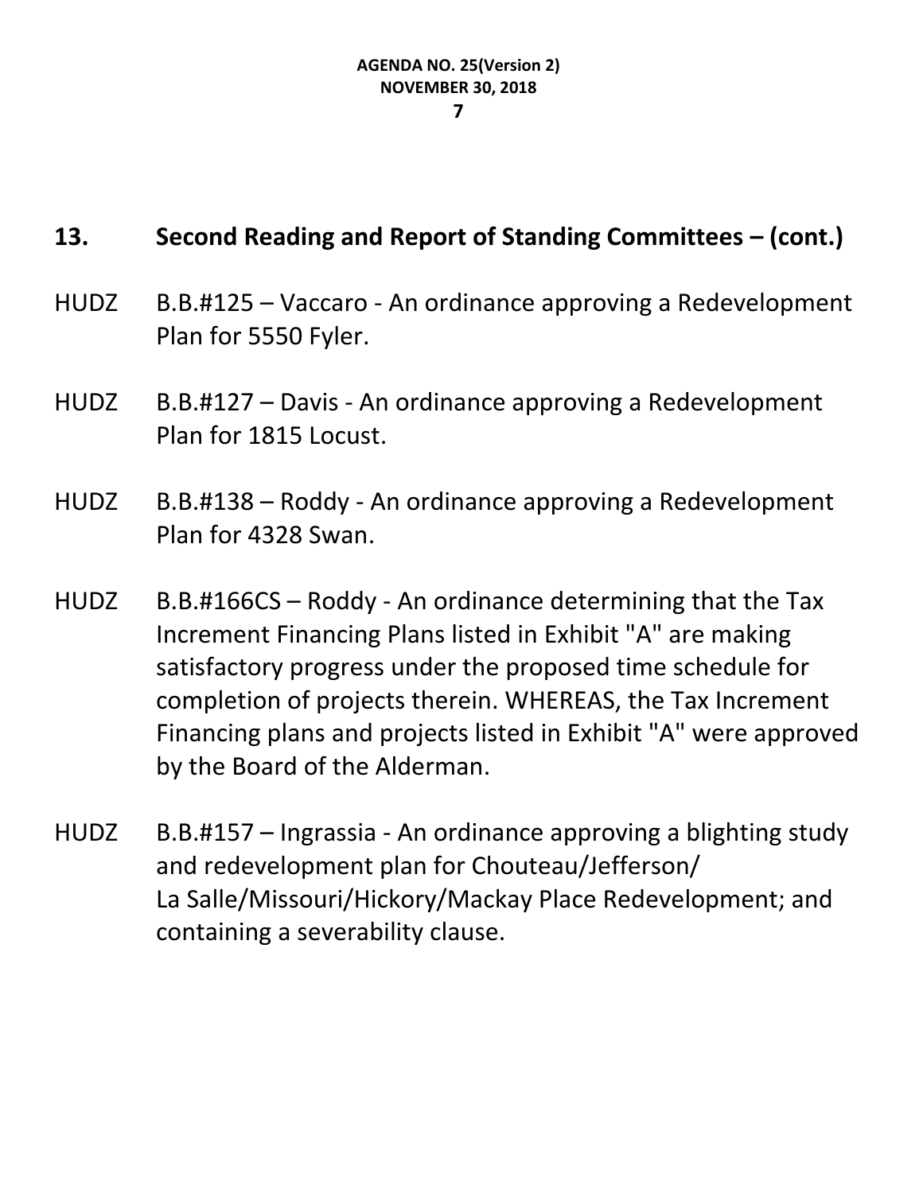## 13. Second Reading and Report of Standing Committees – (cont.)

HUDZ B.B.#125 – Vaccaro - An ordinance approving a Redevelopment Plan for 5550 Fyler.

HUDZ B.B.#127 – Davis - An ordinance approving a Redevelopment Plan for 1815 Locust.

HUDZ B.B.#138 – Roddy - An ordinance approving a Redevelopment Plan for 4328 Swan.

HUDZ B.B.#166CS – Roddy - An ordinance determining that the Tax Increment Financing Plans listed in Exhibit "A" are making satisfactory progress under the proposed time schedule for completion of projects therein. WHEREAS, the Tax Increment Financing plans and projects listed in Exhibit "A" were approved by the Board of the Alderman.

HUDZ B.B.#157 – Ingrassia - An ordinance approving a blighting study and redevelopment plan for Chouteau/Jefferson/ La Salle/Missouri/Hickory/Mackay Place Redevelopment; and containing a severability clause.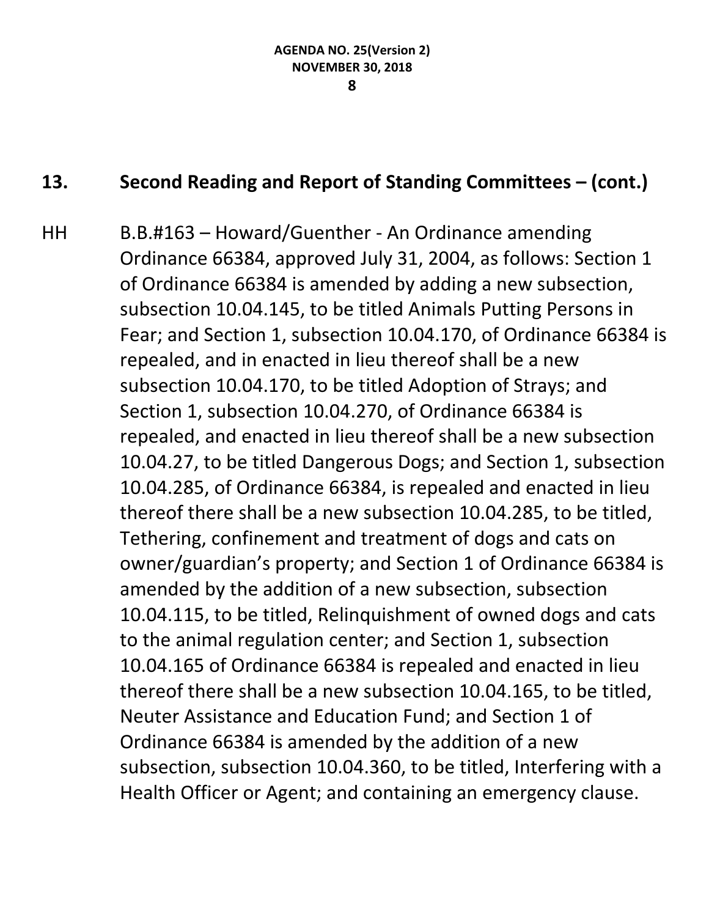## 13. Second Reading and Report of Standing Committees – (cont.)

HH B.B.#163 – Howard/Guenther - An Ordinance amending Ordinance 66384, approved July 31, 2004, as follows: Section 1 of Ordinance 66384 is amended by adding a new subsection, subsection 10.04.145, to be titled Animals Putting Persons in Fear; and Section 1, subsection 10.04.170, of Ordinance 66384 is repealed, and in enacted in lieu thereof shall be a new subsection 10.04.170, to be titled Adoption of Strays; and Section 1, subsection 10.04.270, of Ordinance 66384 is repealed, and enacted in lieu thereof shall be a new subsection 10.04.27, to be titled Dangerous Dogs; and Section 1, subsection 10.04.285, of Ordinance 66384, is repealed and enacted in lieu thereof there shall be a new subsection 10.04.285, to be titled, Tethering, confinement and treatment of dogs and cats on owner/guardian's property; and Section 1 of Ordinance 66384 is amended by the addition of a new subsection, subsection 10.04.115, to be titled, Relinquishment of owned dogs and cats to the animal regulation center; and Section 1, subsection 10.04.165 of Ordinance 66384 is repealed and enacted in lieu thereof there shall be a new subsection 10.04.165, to be titled, Neuter Assistance and Education Fund; and Section 1 of Ordinance 66384 is amended by the addition of a new subsection, subsection 10.04.360, to be titled, Interfering with a Health Officer or Agent; and containing an emergency clause.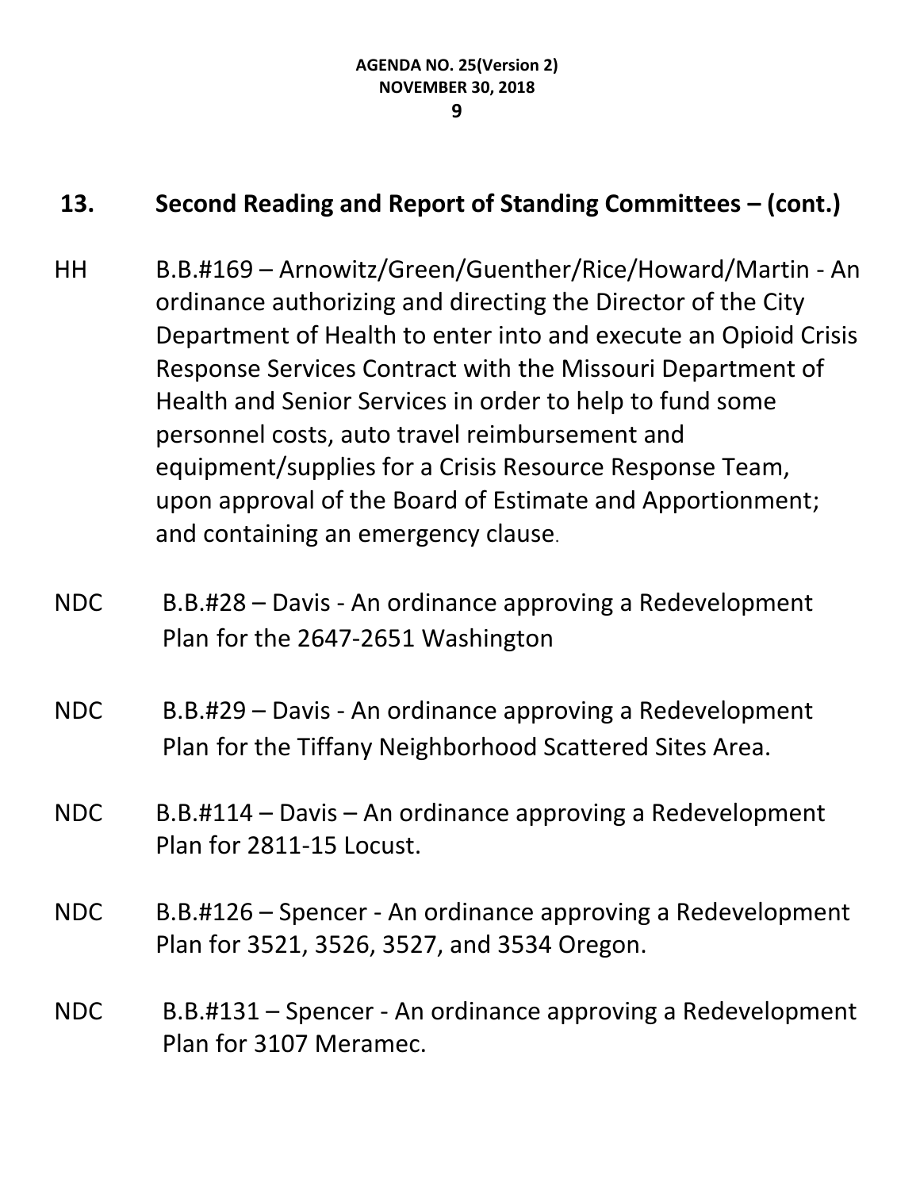## 13. Second Reading and Report of Standing Committees – (cont.)

HH B.B.#169 – Arnowitz/Green/Guenther/Rice/Howard/Martin - An ordinance authorizing and directing the Director of the City Department of Health to enter into and execute an Opioid Crisis Response Services Contract with the Missouri Department of Health and Senior Services in order to help to fund some personnel costs, auto travel reimbursement and equipment/supplies for a Crisis Resource Response Team, upon approval of the Board of Estimate and Apportionment; and containing an emergency clause.

NDC B.B.#28 – Davis - An ordinance approving a Redevelopment Plan for the 2647-2651 Washington

NDC B.B.#29 – Davis - An ordinance approving a Redevelopment Plan for the Tiffany Neighborhood Scattered Sites Area.

NDC B.B.#114 – Davis – An ordinance approving a Redevelopment Plan for 2811-15 Locust.

NDC B.B.#126 – Spencer - An ordinance approving a Redevelopment Plan for 3521, 3526, 3527, and 3534 Oregon.

NDC B.B.#131 – Spencer - An ordinance approving a Redevelopment Plan for 3107 Meramec.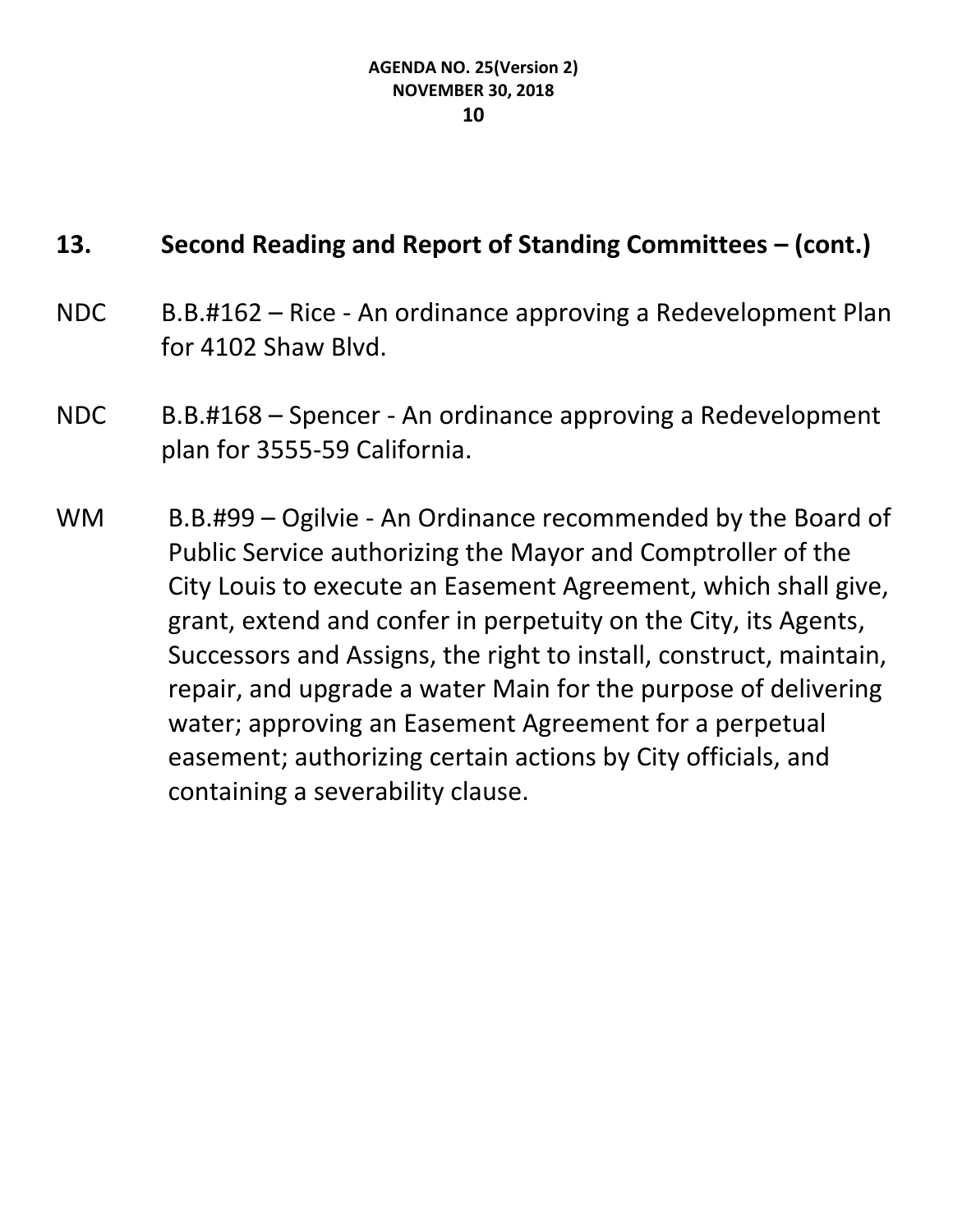## 13. Second Reading and Report of Standing Committees – (cont.)

NDC B.B.#162 – Rice - An ordinance approving a Redevelopment Plan for 4102 Shaw Blvd.

NDC B.B.#168 – Spencer - An ordinance approving a Redevelopment plan for 3555-59 California.

WM B.B.#99 – Ogilvie - An Ordinance recommended by the Board of Public Service authorizing the Mayor and Comptroller of the City Louis to execute an Easement Agreement, which shall give, grant, extend and confer in perpetuity on the City, its Agents, Successors and Assigns, the right to install, construct, maintain, repair, and upgrade a water Main for the purpose of delivering water; approving an Easement Agreement for a perpetual easement; authorizing certain actions by City officials, and containing a severability clause.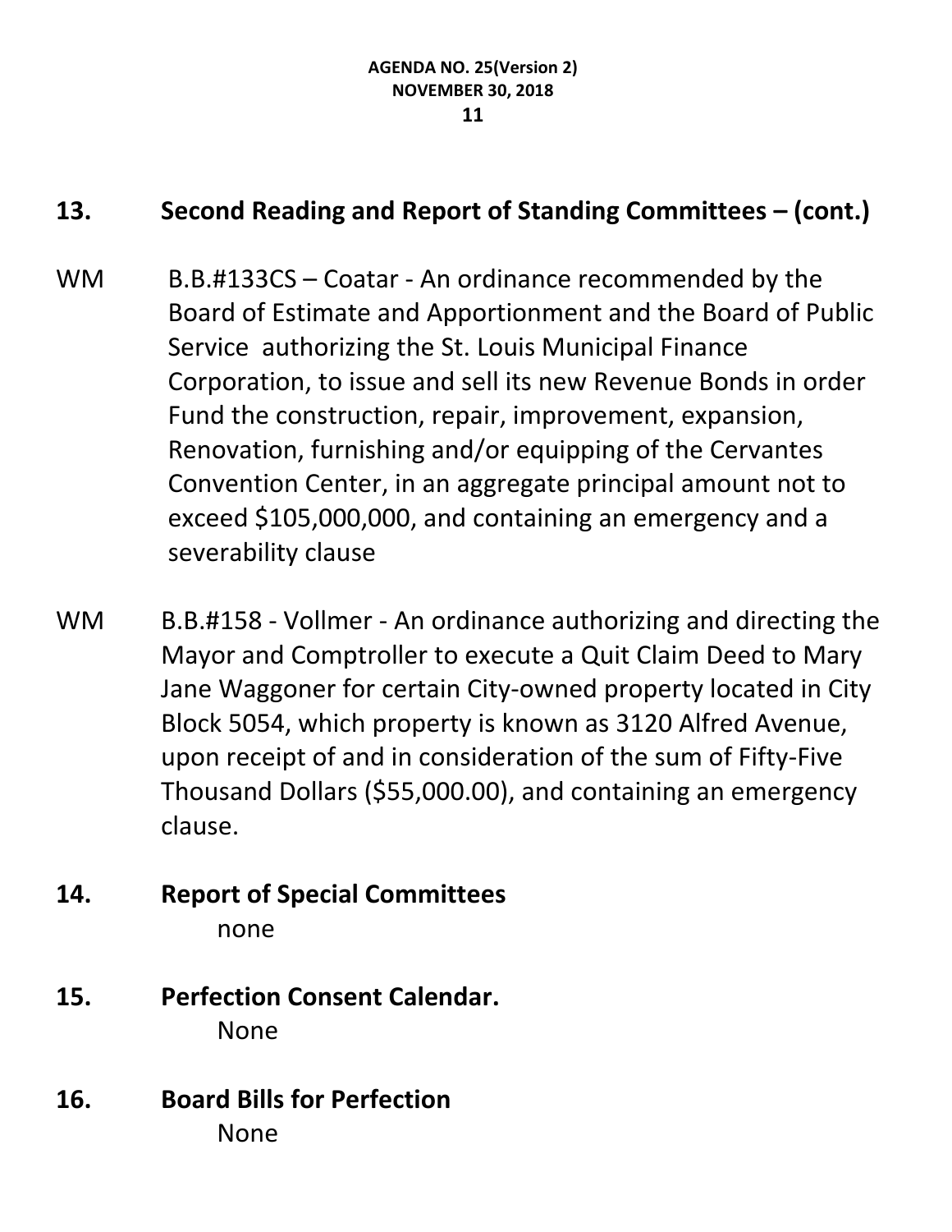## 13. Second Reading and Report of Standing Committees – (cont.)

WM B.B.#133CS – Coatar - An ordinance recommended by the Board of Estimate and Apportionment and the Board of Public Service authorizing the St. Louis Municipal Finance Corporation, to issue and sell its new Revenue Bonds in order Fund the construction, repair, improvement, expansion, Renovation, furnishing and/or equipping of the Cervantes Convention Center, in an aggregate principal amount not to exceed $105,000,000, and containing an emergency and a severability clause

WM B.B.#158 - Vollmer - An ordinance authorizing and directing the Mayor and Comptroller to execute a Quit Claim Deed to Mary Jane Waggoner for certain City-owned property located in City Block 5054, which property is known as 3120 Alfred Avenue, upon receipt of and in consideration of the sum of Fifty-Five Thousand Dollars ($55,000.00), and containing an emergency clause.

## 14. Report of Special Committees

none

## 15. Perfection Consent Calendar.

None

## 16. Board Bills for Perfection

None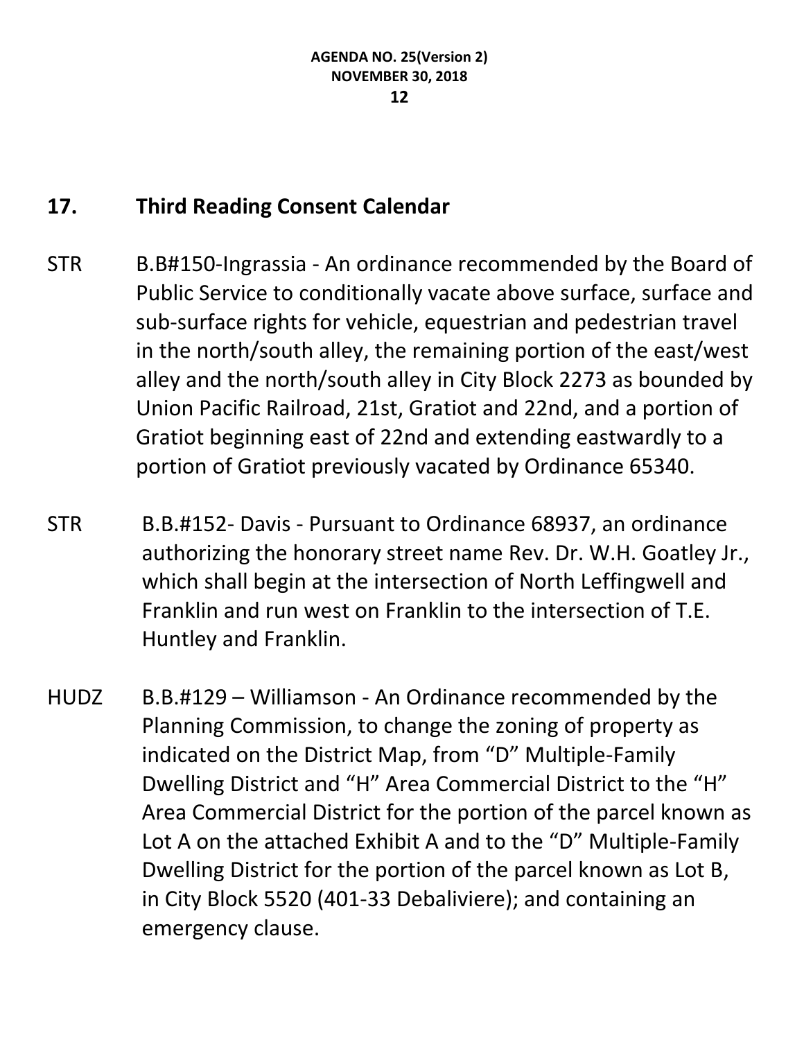## 17. Third Reading Consent Calendar

STR B.B#150-Ingrassia - An ordinance recommended by the Board of Public Service to conditionally vacate above surface, surface and sub-surface rights for vehicle, equestrian and pedestrian travel in the north/south alley, the remaining portion of the east/west alley and the north/south alley in City Block 2273 as bounded by Union Pacific Railroad, 21st, Gratiot and 22nd, and a portion of Gratiot beginning east of 22nd and extending eastwardly to a portion of Gratiot previously vacated by Ordinance 65340.

STR B.B.#152- Davis - Pursuant to Ordinance 68937, an ordinance authorizing the honorary street name Rev. Dr. W.H. Goatley Jr., which shall begin at the intersection of North Leffingwell and Franklin and run west on Franklin to the intersection of T.E. Huntley and Franklin.

HUDZ B.B.#129 – Williamson - An Ordinance recommended by the Planning Commission, to change the zoning of property as indicated on the District Map, from “D” Multiple-Family Dwelling District and “H” Area Commercial District to the “H” Area Commercial District for the portion of the parcel known as Lot A on the attached Exhibit A and to the “D” Multiple-Family Dwelling District for the portion of the parcel known as Lot B, in City Block 5520 (401-33 Debaliviere); and containing an emergency clause.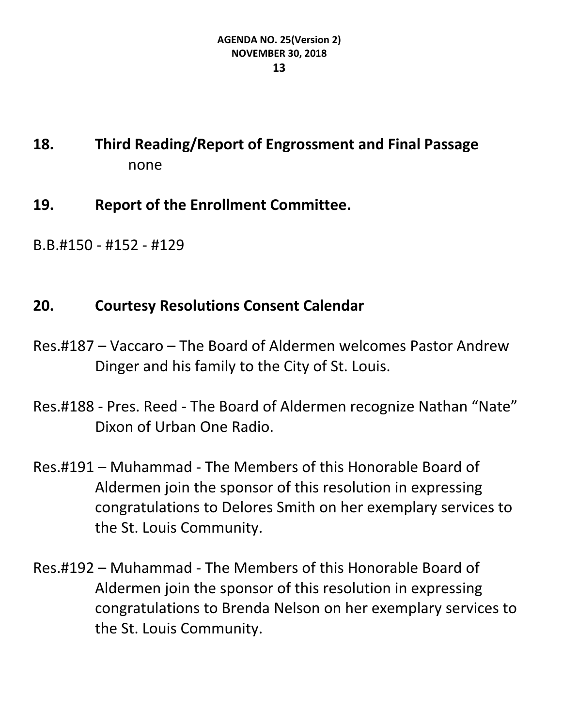## 18. Third Reading/Report of Engrossment and Final Passage

none

## 19. Report of the Enrollment Committee.

B.B.#150 - #152 - #129

## 20. Courtesy Resolutions Consent Calendar

Res.#187 – Vaccaro – The Board of Aldermen welcomes Pastor Andrew Dinger and his family to the City of St. Louis.

Res.#188 - Pres. Reed - The Board of Aldermen recognize Nathan “Nate” Dixon of Urban One Radio.

Res.#191 – Muhammad - The Members of this Honorable Board of Aldermen join the sponsor of this resolution in expressing congratulations to Delores Smith on her exemplary services to the St. Louis Community.

Res.#192 – Muhammad - The Members of this Honorable Board of Aldermen join the sponsor of this resolution in expressing congratulations to Brenda Nelson on her exemplary services to the St. Louis Community.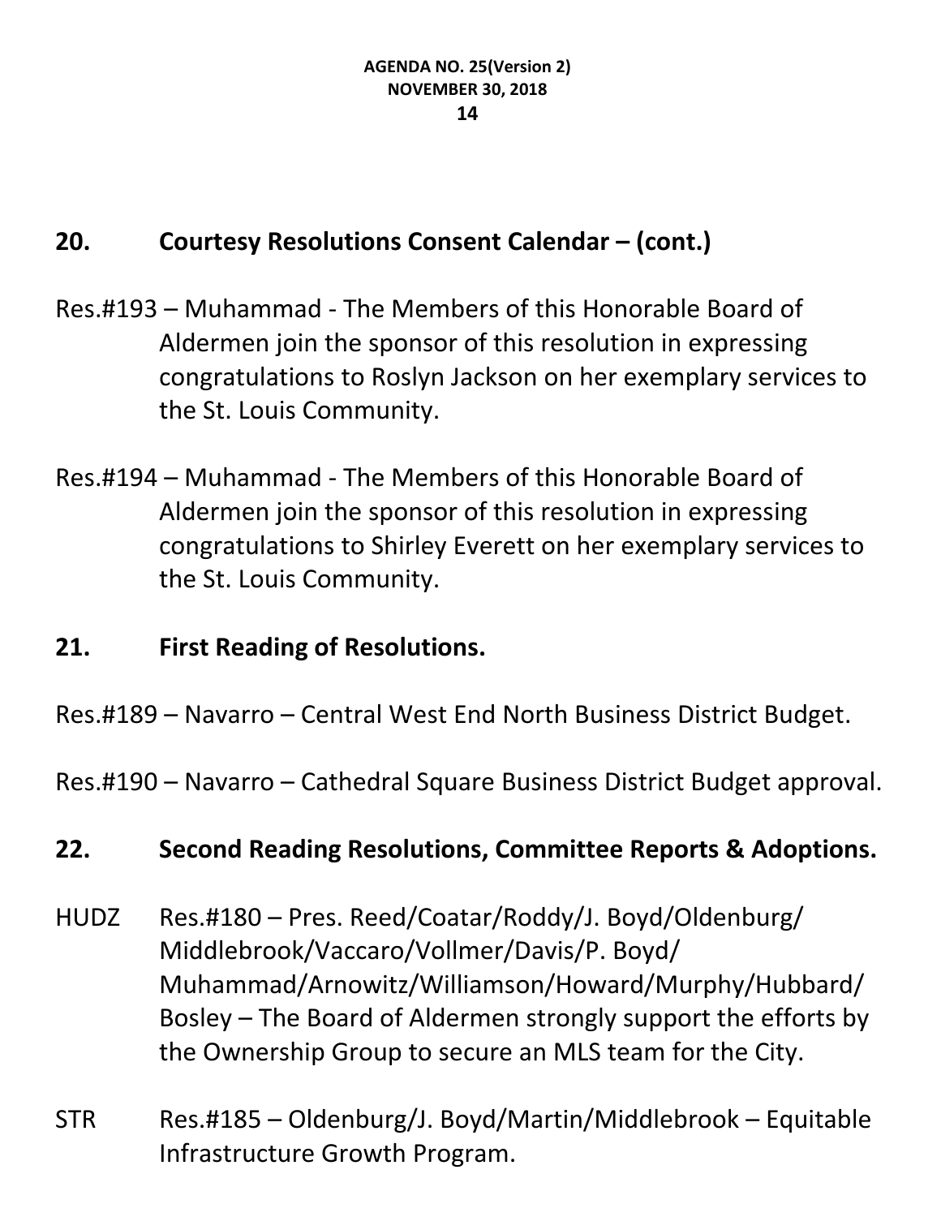## 20. Courtesy Resolutions Consent Calendar – (cont.)

Res.#193 – Muhammad - The Members of this Honorable Board of Aldermen join the sponsor of this resolution in expressing congratulations to Roslyn Jackson on her exemplary services to the St. Louis Community.

Res.#194 – Muhammad - The Members of this Honorable Board of Aldermen join the sponsor of this resolution in expressing congratulations to Shirley Everett on her exemplary services to the St. Louis Community.

## 21. First Reading of Resolutions.

Res.#189 – Navarro – Central West End North Business District Budget.

Res.#190 – Navarro – Cathedral Square Business District Budget approval.

## 22. Second Reading Resolutions, Committee Reports & Adoptions.

HUDZ Res.#180 – Pres. Reed/Coatar/Roddy/J. Boyd/Oldenburg/Middlebrook/Vaccaro/Vollmer/Davis/P. Boyd/Muhammad/Arnowitz/Williamson/Howard/Murphy/Hubbard/Bosley – The Board of Aldermen strongly support the efforts by the Ownership Group to secure an MLS team for the City.

STR Res.#185 – Oldenburg/J. Boyd/Martin/Middlebrook – Equitable Infrastructure Growth Program.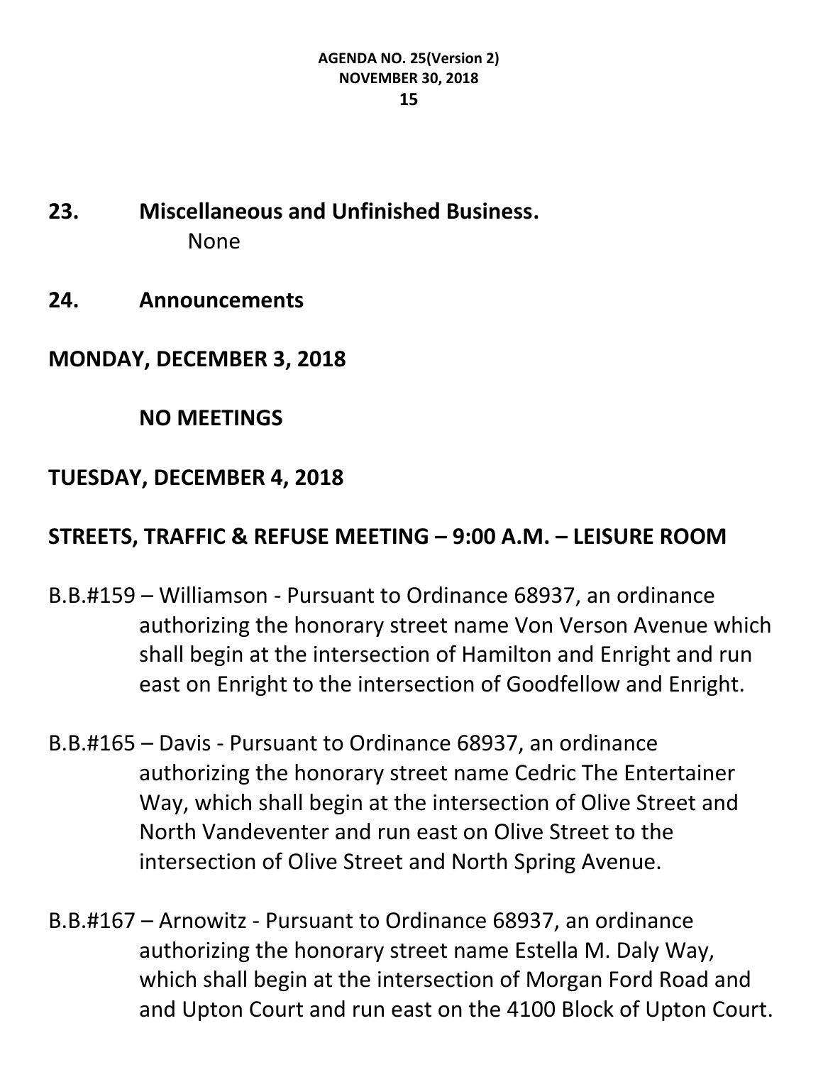## 23. Miscellaneous and Unfinished Business.

None

## 24. Announcements

## MONDAY, DECEMBER 3, 2018

### NO MEETINGS

## TUESDAY, DECEMBER 4, 2018

### STREETS, TRAFFIC & REFUSE MEETING – 9:00 A.M. – LEISURE ROOM

B.B.#159 – Williamson - Pursuant to Ordinance 68937, an ordinance authorizing the honorary street name Von Verson Avenue which shall begin at the intersection of Hamilton and Enright and run east on Enright to the intersection of Goodfellow and Enright.

B.B.#165 – Davis - Pursuant to Ordinance 68937, an ordinance authorizing the honorary street name Cedric The Entertainer Way, which shall begin at the intersection of Olive Street and North Vandeventer and run east on Olive Street to the intersection of Olive Street and North Spring Avenue.

B.B.#167 – Arnowitz - Pursuant to Ordinance 68937, an ordinance authorizing the honorary street name Estella M. Daly Way, which shall begin at the intersection of Morgan Ford Road and and Upton Court and run east on the 4100 Block of Upton Court.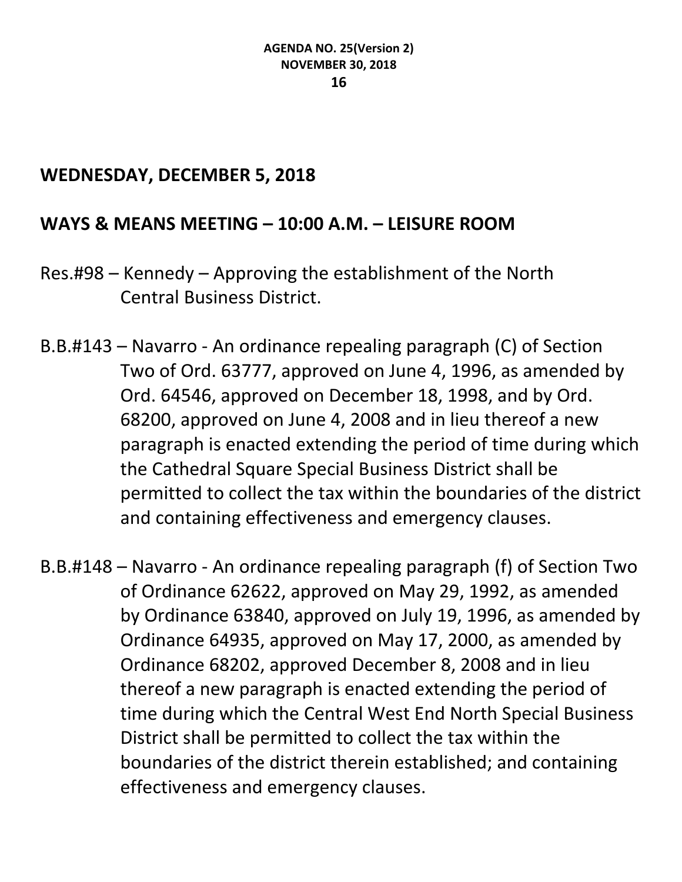## WEDNESDAY, DECEMBER 5, 2018

## WAYS & MEANS MEETING – 10:00 A.M. – LEISURE ROOM

Res.#98 – Kennedy – Approving the establishment of the North Central Business District.

B.B.#143 – Navarro - An ordinance repealing paragraph (C) of Section Two of Ord. 63777, approved on June 4, 1996, as amended by Ord. 64546, approved on December 18, 1998, and by Ord. 68200, approved on June 4, 2008 and in lieu thereof a new paragraph is enacted extending the period of time during which the Cathedral Square Special Business District shall be permitted to collect the tax within the boundaries of the district and containing effectiveness and emergency clauses.

B.B.#148 – Navarro - An ordinance repealing paragraph (f) of Section Two of Ordinance 62622, approved on May 29, 1992, as amended by Ordinance 63840, approved on July 19, 1996, as amended by Ordinance 64935, approved on May 17, 2000, as amended by Ordinance 68202, approved December 8, 2008 and in lieu thereof a new paragraph is enacted extending the period of time during which the Central West End North Special Business District shall be permitted to collect the tax within the boundaries of the district therein established; and containing effectiveness and emergency clauses.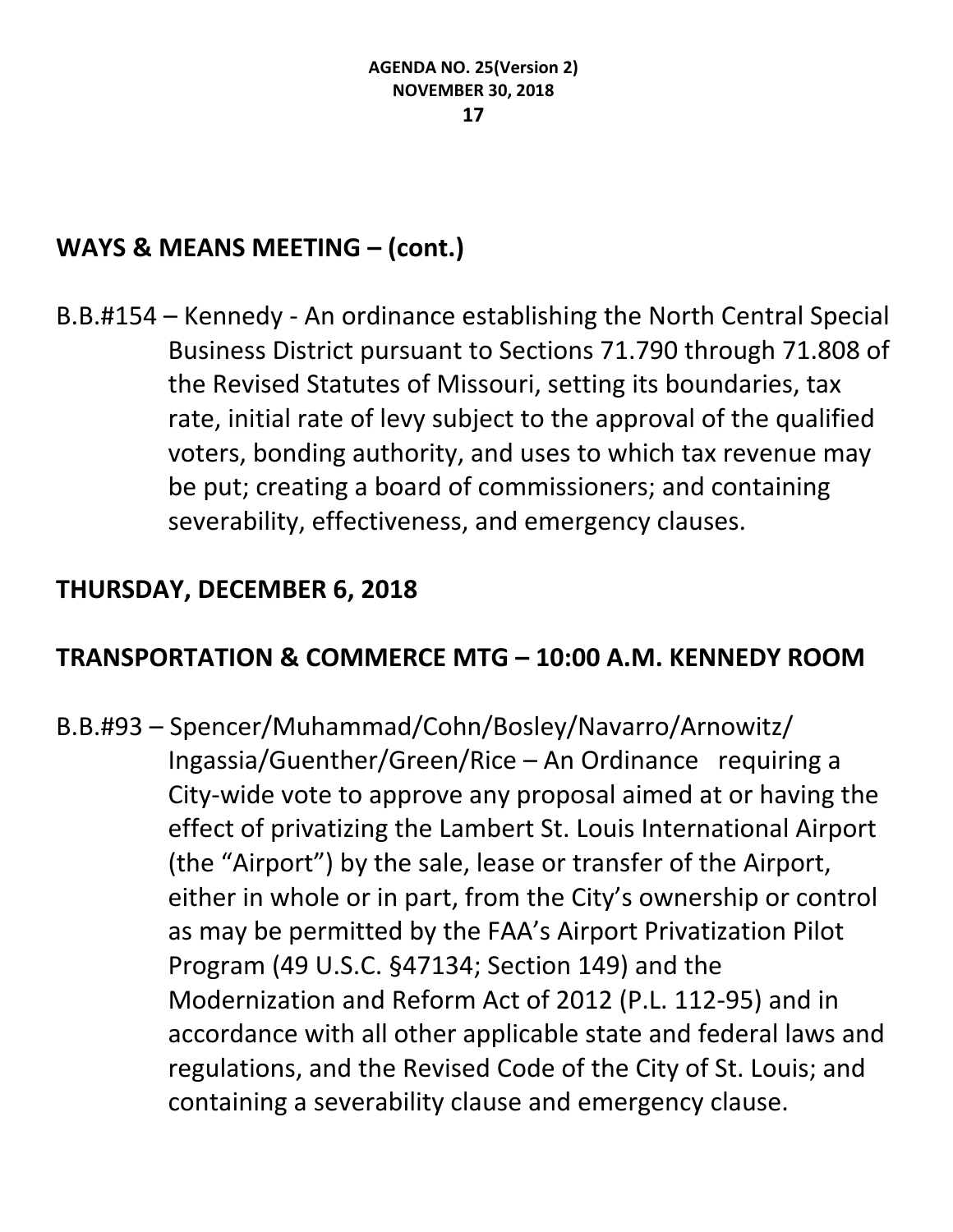## WAYS & MEANS MEETING – (cont.)

B.B.#154 – Kennedy - An ordinance establishing the North Central Special Business District pursuant to Sections 71.790 through 71.808 of the Revised Statutes of Missouri, setting its boundaries, tax rate, initial rate of levy subject to the approval of the qualified voters, bonding authority, and uses to which tax revenue may be put; creating a board of commissioners; and containing severability, effectiveness, and emergency clauses.

## THURSDAY, DECEMBER 6, 2018

## TRANSPORTATION & COMMERCE MTG – 10:00 A.M. KENNEDY ROOM

B.B.#93 – Spencer/Muhammad/Cohn/Bosley/Navarro/Arnowitz/Ingassia/Guenther/Green/Rice – An Ordinance requiring a City-wide vote to approve any proposal aimed at or having the effect of privatizing the Lambert St. Louis International Airport (the "Airport") by the sale, lease or transfer of the Airport, either in whole or in part, from the City's ownership or control as may be permitted by the FAA's Airport Privatization Pilot Program (49 U.S.C. §47134; Section 149) and the Modernization and Reform Act of 2012 (P.L. 112-95) and in accordance with all other applicable state and federal laws and regulations, and the Revised Code of the City of St. Louis; and containing a severability clause and emergency clause.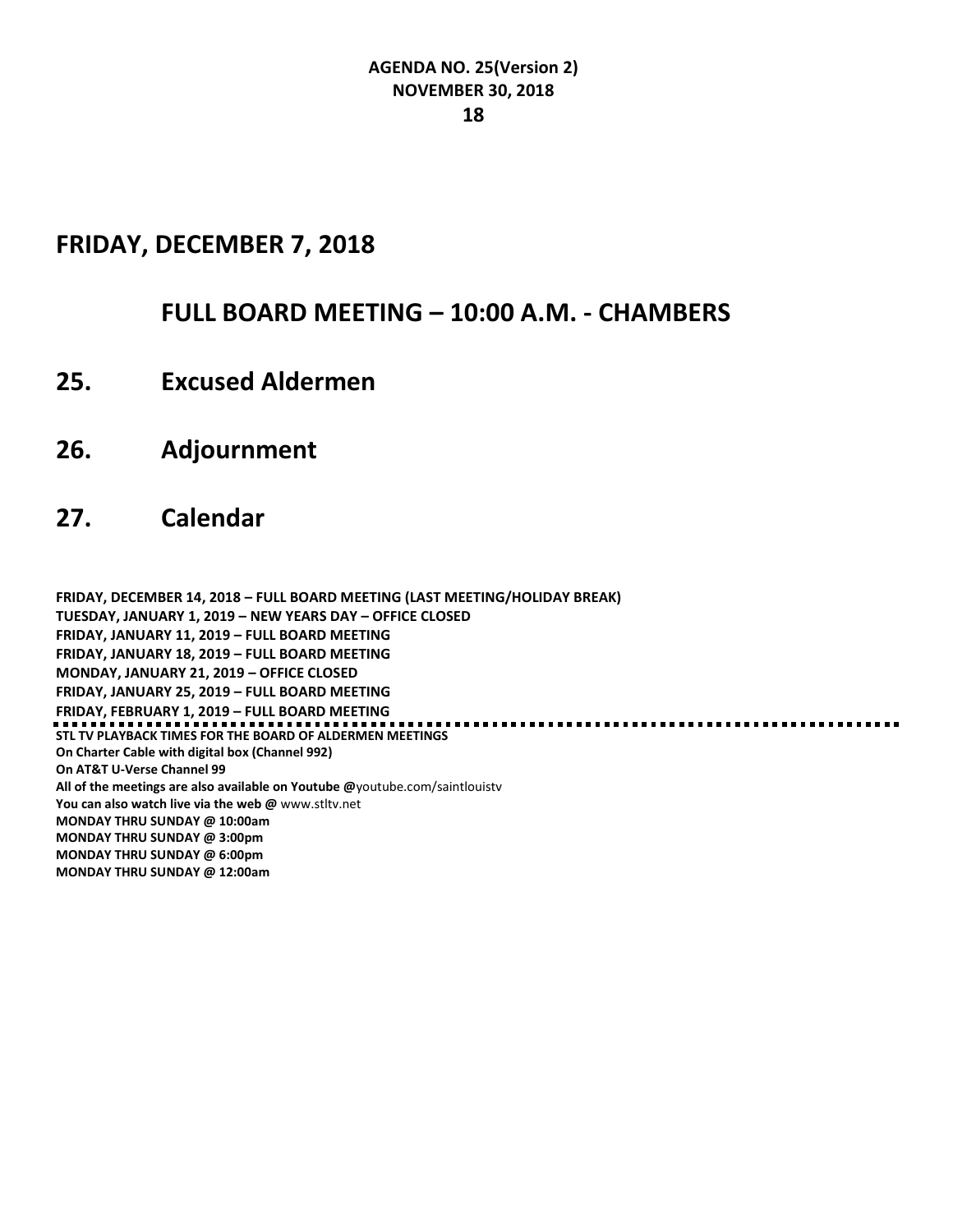**AGENDA NO. 25(Version 2)**
**NOVEMBER 30, 2018**

## FRIDAY, DECEMBER 7, 2018

## FULL BOARD MEETING – 10:00 A.M. - CHAMBERS

## 25. Excused Aldermen

## 26. Adjournment

## 27. Calendar

**FRIDAY, DECEMBER 14, 2018 – FULL BOARD MEETING (LAST MEETING/HOLIDAY BREAK)**
**TUESDAY, JANUARY 1, 2019 – NEW YEARS DAY – OFFICE CLOSED**
**FRIDAY, JANUARY 11, 2019 – FULL BOARD MEETING**
**FRIDAY, JANUARY 18, 2019 – FULL BOARD MEETING**
**MONDAY, JANUARY 21, 2019 – OFFICE CLOSED**
**FRIDAY, JANUARY 25, 2019 – FULL BOARD MEETING**
**FRIDAY, FEBRUARY 1, 2019 – FULL BOARD MEETING**

---

**STL TV PLAYBACK TIMES FOR THE BOARD OF ALDERMEN MEETINGS**
**On Charter Cable with digital box (Channel 992)**
**On AT&T U-Verse Channel 99**
**All of the meetings are also available on Youtube @**youtube.com/saintlouistv
**You can also watch live via the web @** www.stltv.net
**MONDAY THRU SUNDAY @ 10:00am**
**MONDAY THRU SUNDAY @ 3:00pm**
**MONDAY THRU SUNDAY @ 6:00pm**
**MONDAY THRU SUNDAY @ 12:00am**